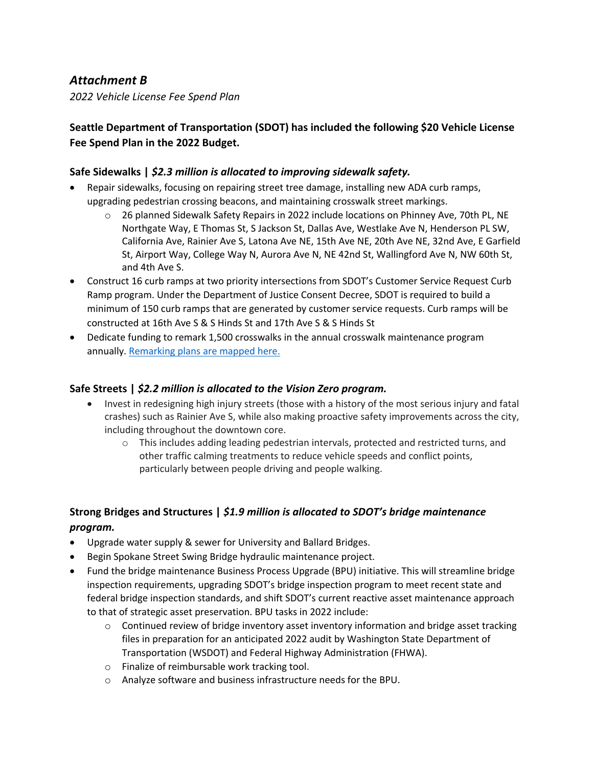## *Attachment B*

*2022 Vehicle License Fee Spend Plan*

**Seattle Department of Transportation (SDOT) has included the following $20 Vehicle License Fee Spend Plan in the 2022 Budget.**

### Safe Sidewalks | *$2.3 million is allocated to improving sidewalk safety.*

- Repair sidewalks, focusing on repairing street tree damage, installing new ADA curb ramps, upgrading pedestrian crossing beacons, and maintaining crosswalk street markings.
  - 26 planned Sidewalk Safety Repairs in 2022 include locations on Phinney Ave, 70th PL, NE Northgate Way, E Thomas St, S Jackson St, Dallas Ave, Westlake Ave N, Henderson PL SW, California Ave, Rainier Ave S, Latona Ave NE, 15th Ave NE, 20th Ave NE, 32nd Ave, E Garfield St, Airport Way, College Way N, Aurora Ave N, NE 42nd St, Wallingford Ave N, NW 60th St, and 4th Ave S.
- Construct 16 curb ramps at two priority intersections from SDOT's Customer Service Request Curb Ramp program. Under the Department of Justice Consent Decree, SDOT is required to build a minimum of 150 curb ramps that are generated by customer service requests. Curb ramps will be constructed at 16th Ave S & S Hinds St and 17th Ave S & S Hinds St
- Dedicate funding to remark 1,500 crosswalks in the annual crosswalk maintenance program annually. Remarking plans are mapped here.

### Safe Streets | *$2.2 million is allocated to the Vision Zero program.*

- Invest in redesigning high injury streets (those with a history of the most serious injury and fatal crashes) such as Rainier Ave S, while also making proactive safety improvements across the city, including throughout the downtown core.
  - This includes adding leading pedestrian intervals, protected and restricted turns, and other traffic calming treatments to reduce vehicle speeds and conflict points, particularly between people driving and people walking.

### Strong Bridges and Structures | *$1.9 million is allocated to SDOT's bridge maintenance program.*

- Upgrade water supply & sewer for University and Ballard Bridges.
- Begin Spokane Street Swing Bridge hydraulic maintenance project.
- Fund the bridge maintenance Business Process Upgrade (BPU) initiative. This will streamline bridge inspection requirements, upgrading SDOT's bridge inspection program to meet recent state and federal bridge inspection standards, and shift SDOT's current reactive asset maintenance approach to that of strategic asset preservation. BPU tasks in 2022 include:
  - Continued review of bridge inventory asset inventory information and bridge asset tracking files in preparation for an anticipated 2022 audit by Washington State Department of Transportation (WSDOT) and Federal Highway Administration (FHWA).
  - Finalize of reimbursable work tracking tool.
  - Analyze software and business infrastructure needs for the BPU.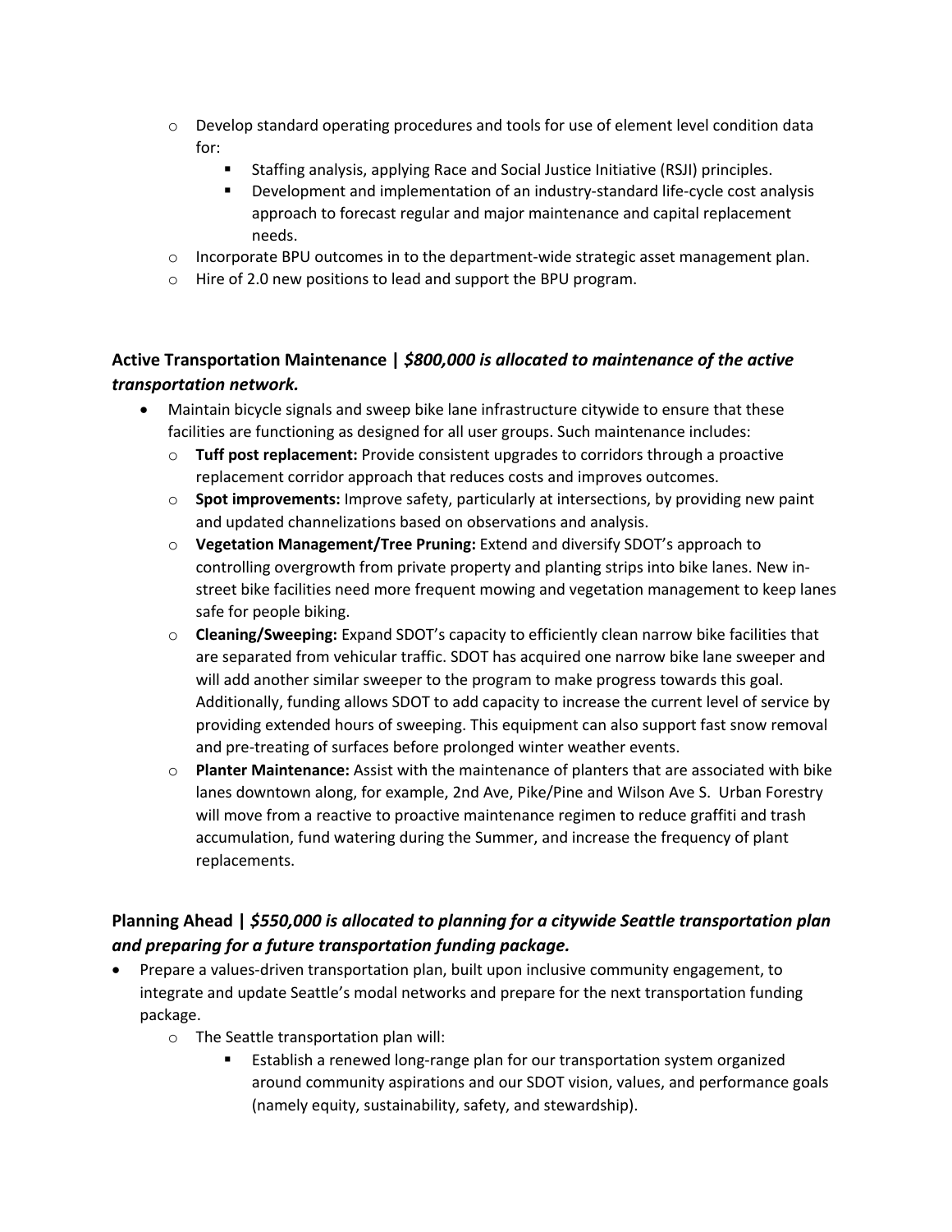- Develop standard operating procedures and tools for use of element level condition data for:
  - Staffing analysis, applying Race and Social Justice Initiative (RSJI) principles.
  - Development and implementation of an industry-standard life-cycle cost analysis approach to forecast regular and major maintenance and capital replacement needs.
- Incorporate BPU outcomes in to the department-wide strategic asset management plan.
- Hire of 2.0 new positions to lead and support the BPU program.

### Active Transportation Maintenance | *$800,000 is allocated to maintenance of the active transportation network.*

- Maintain bicycle signals and sweep bike lane infrastructure citywide to ensure that these facilities are functioning as designed for all user groups. Such maintenance includes:
  - **Tuff post replacement:** Provide consistent upgrades to corridors through a proactive replacement corridor approach that reduces costs and improves outcomes.
  - **Spot improvements:** Improve safety, particularly at intersections, by providing new paint and updated channelizations based on observations and analysis.
  - **Vegetation Management/Tree Pruning:** Extend and diversify SDOT's approach to controlling overgrowth from private property and planting strips into bike lanes. New in-street bike facilities need more frequent mowing and vegetation management to keep lanes safe for people biking.
  - **Cleaning/Sweeping:** Expand SDOT's capacity to efficiently clean narrow bike facilities that are separated from vehicular traffic. SDOT has acquired one narrow bike lane sweeper and will add another similar sweeper to the program to make progress towards this goal. Additionally, funding allows SDOT to add capacity to increase the current level of service by providing extended hours of sweeping. This equipment can also support fast snow removal and pre-treating of surfaces before prolonged winter weather events.
  - **Planter Maintenance:** Assist with the maintenance of planters that are associated with bike lanes downtown along, for example, 2nd Ave, Pike/Pine and Wilson Ave S. Urban Forestry will move from a reactive to proactive maintenance regimen to reduce graffiti and trash accumulation, fund watering during the Summer, and increase the frequency of plant replacements.

### Planning Ahead | *$550,000 is allocated to planning for a citywide Seattle transportation plan and preparing for a future transportation funding package.*

- Prepare a values-driven transportation plan, built upon inclusive community engagement, to integrate and update Seattle's modal networks and prepare for the next transportation funding package.
  - The Seattle transportation plan will:
    - Establish a renewed long-range plan for our transportation system organized around community aspirations and our SDOT vision, values, and performance goals (namely equity, sustainability, safety, and stewardship).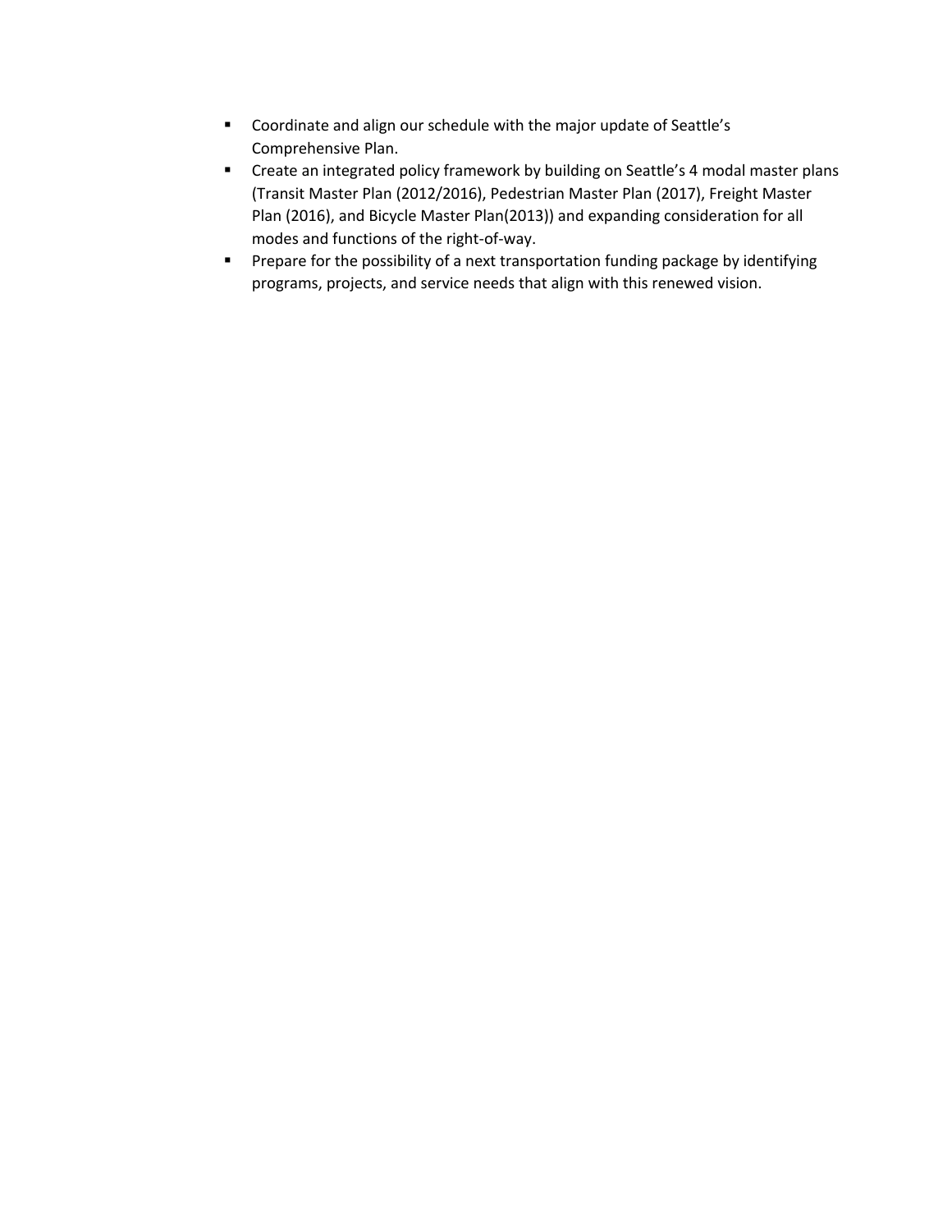- Coordinate and align our schedule with the major update of Seattle's Comprehensive Plan.
- Create an integrated policy framework by building on Seattle's 4 modal master plans (Transit Master Plan (2012/2016), Pedestrian Master Plan (2017), Freight Master Plan (2016), and Bicycle Master Plan(2013)) and expanding consideration for all modes and functions of the right-of-way.
- Prepare for the possibility of a next transportation funding package by identifying programs, projects, and service needs that align with this renewed vision.